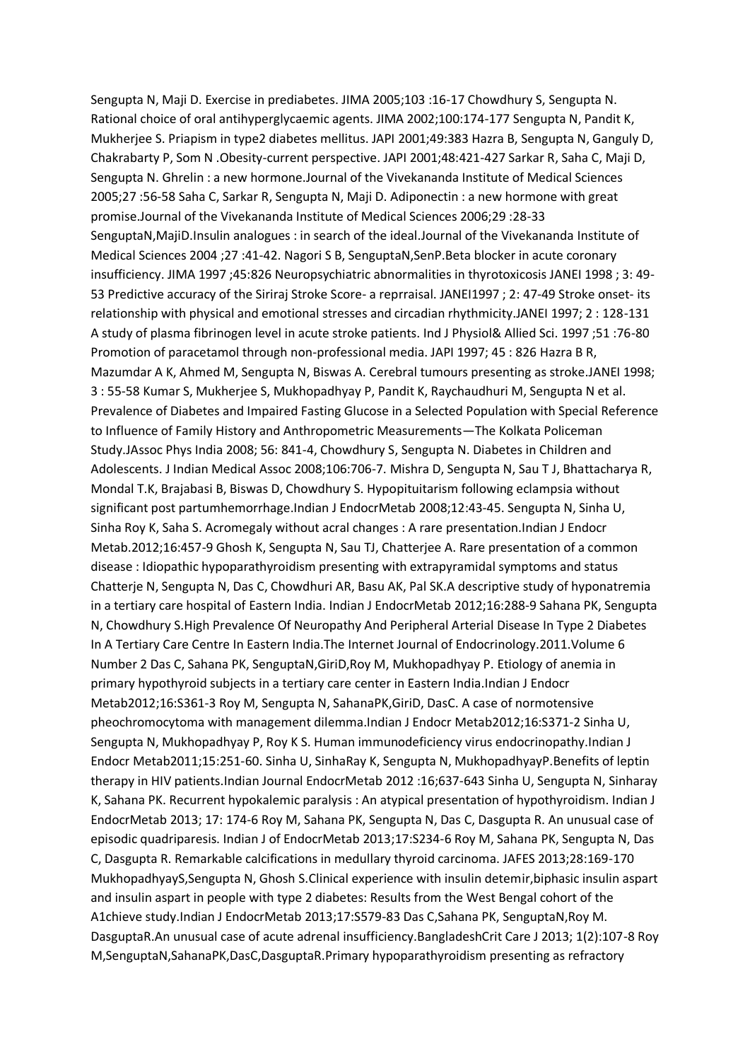Sengupta N, Maji D. Exercise in prediabetes. JIMA 2005;103 :16-17 Chowdhury S, Sengupta N. Rational choice of oral antihyperglycaemic agents. JIMA 2002;100:174-177 Sengupta N, Pandit K, Mukherjee S. Priapism in type2 diabetes mellitus. JAPI 2001;49:383 Hazra B, Sengupta N, Ganguly D, Chakrabarty P, Som N .Obesity-current perspective. JAPI 2001;48:421-427 Sarkar R, Saha C, Maji D, Sengupta N. Ghrelin : a new hormone.Journal of the Vivekananda Institute of Medical Sciences 2005;27 :56-58 Saha C, Sarkar R, Sengupta N, Maji D. Adiponectin : a new hormone with great promise.Journal of the Vivekananda Institute of Medical Sciences 2006;29 :28-33 SenguptaN,MajiD.Insulin analogues : in search of the ideal.Journal of the Vivekananda Institute of Medical Sciences 2004 ;27 :41-42. Nagori S B, SenguptaN,SenP.Beta blocker in acute coronary insufficiency. JIMA 1997 ;45:826 Neuropsychiatric abnormalities in thyrotoxicosis JANEI 1998 ; 3: 49-53 Predictive accuracy of the Siriraj Stroke Score- a reprraisal. JANEI1997 ; 2: 47-49 Stroke onset- its relationship with physical and emotional stresses and circadian rhythmicity.JANEI 1997; 2 : 128-131 A study of plasma fibrinogen level in acute stroke patients. Ind J Physiol& Allied Sci. 1997 ;51 :76-80 Promotion of paracetamol through non-professional media. JAPI 1997; 45 : 826 Hazra B R, Mazumdar A K, Ahmed M, Sengupta N, Biswas A. Cerebral tumours presenting as stroke.JANEI 1998; 3 : 55-58 Kumar S, Mukherjee S, Mukhopadhyay P, Pandit K, Raychaudhuri M, Sengupta N et al. Prevalence of Diabetes and Impaired Fasting Glucose in a Selected Population with Special Reference to Influence of Family History and Anthropometric Measurements—The Kolkata Policeman Study.JAssoc Phys India 2008; 56: 841-4, Chowdhury S, Sengupta N. Diabetes in Children and Adolescents. J Indian Medical Assoc 2008;106:706-7. Mishra D, Sengupta N, Sau T J, Bhattacharya R, Mondal T.K, Brajabasi B, Biswas D, Chowdhury S. Hypopituitarism following eclampsia without significant post partumhemorrhage.Indian J EndocrMetab 2008;12:43-45. Sengupta N, Sinha U, Sinha Roy K, Saha S. Acromegaly without acral changes : A rare presentation.Indian J Endocr Metab.2012;16:457-9 Ghosh K, Sengupta N, Sau TJ, Chatterjee A. Rare presentation of a common disease : Idiopathic hypoparathyroidism presenting with extrapyramidal symptoms and status Chatterje N, Sengupta N, Das C, Chowdhuri AR, Basu AK, Pal SK.A descriptive study of hyponatremia in a tertiary care hospital of Eastern India. Indian J EndocrMetab 2012;16:288-9 Sahana PK, Sengupta N, Chowdhury S.High Prevalence Of Neuropathy And Peripheral Arterial Disease In Type 2 Diabetes In A Tertiary Care Centre In Eastern India.The Internet Journal of Endocrinology.2011.Volume 6 Number 2 Das C, Sahana PK, SenguptaN,GiriD,Roy M, Mukhopadhyay P. Etiology of anemia in primary hypothyroid subjects in a tertiary care center in Eastern India.Indian J Endocr Metab2012;16:S361-3 Roy M, Sengupta N, SahanaPK,GiriD, DasC. A case of normotensive pheochromocytoma with management dilemma.Indian J Endocr Metab2012;16:S371-2 Sinha U, Sengupta N, Mukhopadhyay P, Roy K S. Human immunodeficiency virus endocrinopathy.Indian J Endocr Metab2011;15:251-60. Sinha U, SinhaRay K, Sengupta N, MukhopadhyayP.Benefits of leptin therapy in HIV patients.Indian Journal EndocrMetab 2012 :16;637-643 Sinha U, Sengupta N, Sinharay K, Sahana PK. Recurrent hypokalemic paralysis : An atypical presentation of hypothyroidism. Indian J EndocrMetab 2013; 17: 174-6 Roy M, Sahana PK, Sengupta N, Das C, Dasgupta R. An unusual case of episodic quadriparesis. Indian J of EndocrMetab 2013;17:S234-6 Roy M, Sahana PK, Sengupta N, Das C, Dasgupta R. Remarkable calcifications in medullary thyroid carcinoma. JAFES 2013;28:169-170 MukhopadhyayS,Sengupta N, Ghosh S.Clinical experience with insulin detemir,biphasic insulin aspart and insulin aspart in people with type 2 diabetes: Results from the West Bengal cohort of the A1chieve study.Indian J EndocrMetab 2013;17:S579-83 Das C,Sahana PK, SenguptaN,Roy M. DasguptaR.An unusual case of acute adrenal insufficiency.BangladeshCrit Care J 2013; 1(2):107-8 Roy M,SenguptaN,SahanaPK,DasC,DasguptaR.Primary hypoparathyroidism presenting as refractory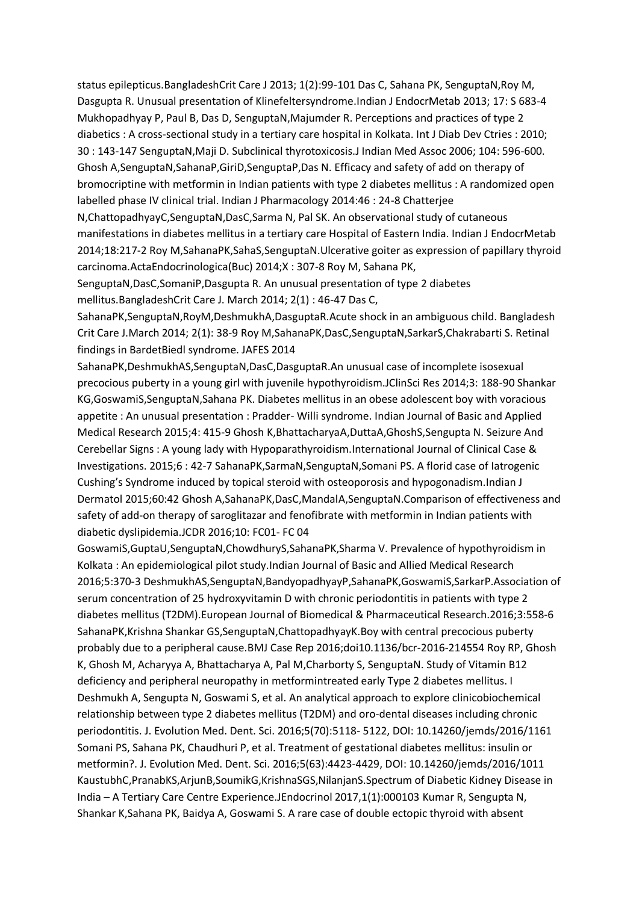status epilepticus.BangladeshCrit Care J 2013; 1(2):99-101 Das C, Sahana PK, SenguptaN,Roy M, Dasgupta R. Unusual presentation of Klinefeltersyndrome.Indian J EndocrMetab 2013; 17: S 683-4 Mukhopadhyay P, Paul B, Das D, SenguptaN,Majumder R. Perceptions and practices of type 2 diabetics : A cross-sectional study in a tertiary care hospital in Kolkata. Int J Diab Dev Ctries : 2010; 30 : 143-147 SenguptaN,Maji D. Subclinical thyrotoxicosis.J Indian Med Assoc 2006; 104: 596-600. Ghosh A,SenguptaN,SahanaP,GiriD,SenguptaP,Das N. Efficacy and safety of add on therapy of bromocriptine with metformin in Indian patients with type 2 diabetes mellitus : A randomized open labelled phase IV clinical trial. Indian J Pharmacology 2014:46 : 24-8 Chatterjee N,ChattopadhyayC,SenguptaN,DasC,Sarma N, Pal SK. An observational study of cutaneous manifestations in diabetes mellitus in a tertiary care Hospital of Eastern India. Indian J EndocrMetab 2014;18:217-2 Roy M,SahanaPK,SahaS,SenguptaN.Ulcerative goiter as expression of papillary thyroid carcinoma.ActaEndocrinologica(Buc) 2014;X : 307-8 Roy M, Sahana PK, SenguptaN,DasC,SomaniP,Dasgupta R. An unusual presentation of type 2 diabetes mellitus.BangladeshCrit Care J. March 2014; 2(1) : 46-47 Das C, SahanaPK,SenguptaN,RoyM,DeshmukhA,DasguptaR.Acute shock in an ambiguous child. Bangladesh Crit Care J.March 2014; 2(1): 38-9 Roy M,SahanaPK,DasC,SenguptaN,SarkarS,Chakrabarti S. Retinal findings in BardetBiedl syndrome. JAFES 2014 SahanaPK,DeshmukhAS,SenguptaN,DasC,DasguptaR.An unusual case of incomplete isosexual precocious puberty in a young girl with juvenile hypothyroidism.JClinSci Res 2014;3: 188-90 Shankar KG,GoswamiS,SenguptaN,Sahana PK. Diabetes mellitus in an obese adolescent boy with voracious appetite : An unusual presentation : Pradder- Willi syndrome. Indian Journal of Basic and Applied Medical Research 2015;4: 415-9 Ghosh K,BhattacharyaA,DuttaA,GhoshS,Sengupta N. Seizure And Cerebellar Signs : A young lady with Hypoparathyroidism.International Journal of Clinical Case & Investigations. 2015;6 : 42-7 SahanaPK,SarmaN,SenguptaN,Somani PS. A florid case of Iatrogenic Cushing's Syndrome induced by topical steroid with osteoporosis and hypogonadism.Indian J Dermatol 2015;60:42 Ghosh A,SahanaPK,DasC,MandalA,SenguptaN.Comparison of effectiveness and safety of add-on therapy of saroglitazar and fenofibrate with metformin in Indian patients with diabetic dyslipidemia.JCDR 2016;10: FC01- FC 04 GoswamiS,GuptaU,SenguptaN,ChowdhuryS,SahanaPK,Sharma V. Prevalence of hypothyroidism in Kolkata : An epidemiological pilot study.Indian Journal of Basic and Allied Medical Research 2016;5:370-3 DeshmukhAS,SenguptaN,BandyopadhyayP,SahanaPK,GoswamiS,SarkarP.Association of serum concentration of 25 hydroxyvitamin D with chronic periodontitis in patients with type 2 diabetes mellitus (T2DM).European Journal of Biomedical & Pharmaceutical Research.2016;3:558-6 SahanaPK,Krishna Shankar GS,SenguptaN,ChattopadhyayK.Boy with central precocious puberty probably due to a peripheral cause.BMJ Case Rep 2016;doi10.1136/bcr-2016-214554 Roy RP, Ghosh K, Ghosh M, Acharyya A, Bhattacharya A, Pal M,Charborty S, SenguptaN. Study of Vitamin B12 deficiency and peripheral neuropathy in metformintreated early Type 2 diabetes mellitus. I Deshmukh A, Sengupta N, Goswami S, et al. An analytical approach to explore clinicobiochemical relationship between type 2 diabetes mellitus (T2DM) and oro-dental diseases including chronic periodontitis. J. Evolution Med. Dent. Sci. 2016;5(70):5118- 5122, DOI: 10.14260/jemds/2016/1161 Somani PS, Sahana PK, Chaudhuri P, et al. Treatment of gestational diabetes mellitus: insulin or metformin?. J. Evolution Med. Dent. Sci. 2016;5(63):4423-4429, DOI: 10.14260/jemds/2016/1011 KaustubhC,PranabKS,ArjunB,SoumikG,KrishnaSGS,NilanjanS.Spectrum of Diabetic Kidney Disease in India – A Tertiary Care Centre Experience.JEndocrinol 2017,1(1):000103 Kumar R, Sengupta N, Shankar K,Sahana PK, Baidya A, Goswami S. A rare case of double ectopic thyroid with absent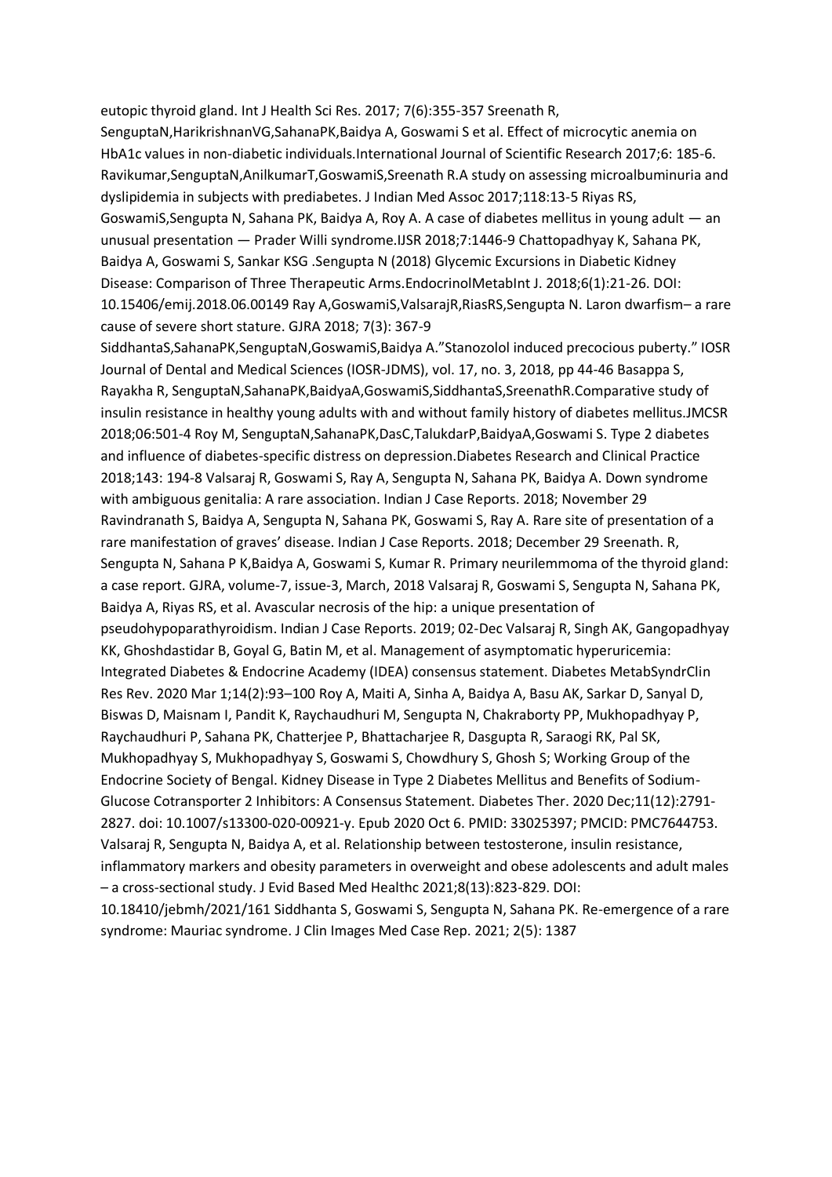eutopic thyroid gland. Int J Health Sci Res. 2017; 7(6):355-357 Sreenath R, SenguptaN,HarikrishnanVG,SahanaPK,Baidya A, Goswami S et al. Effect of microcytic anemia on HbA1c values in non-diabetic individuals.International Journal of Scientific Research 2017;6: 185-6. Ravikumar,SenguptaN,AnilkumarT,GoswamiS,Sreenath R.A study on assessing microalbuminuria and dyslipidemia in subjects with prediabetes. J Indian Med Assoc 2017;118:13-5 Riyas RS, GoswamiS,Sengupta N, Sahana PK, Baidya A, Roy A. A case of diabetes mellitus in young adult — an unusual presentation — Prader Willi syndrome.IJSR 2018;7:1446-9 Chattopadhyay K, Sahana PK, Baidya A, Goswami S, Sankar KSG .Sengupta N (2018) Glycemic Excursions in Diabetic Kidney Disease: Comparison of Three Therapeutic Arms.EndocrinolMetabInt J. 2018;6(1):21-26. DOI: 10.15406/emij.2018.06.00149 Ray A,GoswamiS,ValsarajR,RiasRS,Sengupta N. Laron dwarfism– a rare cause of severe short stature. GJRA 2018; 7(3): 367-9 SiddhantaS,SahanaPK,SenguptaN,GoswamiS,Baidya A."Stanozolol induced precocious puberty." IOSR Journal of Dental and Medical Sciences (IOSR-JDMS), vol. 17, no. 3, 2018, pp 44-46 Basappa S, Rayakha R, SenguptaN,SahanaPK,BaidyaA,GoswamiS,SiddhantaS,SreenathR.Comparative study of insulin resistance in healthy young adults with and without family history of diabetes mellitus.JMCSR 2018;06:501-4 Roy M, SenguptaN,SahanaPK,DasC,TalukdarP,BaidyaA,Goswami S. Type 2 diabetes and influence of diabetes-specific distress on depression.Diabetes Research and Clinical Practice 2018;143: 194-8 Valsaraj R, Goswami S, Ray A, Sengupta N, Sahana PK, Baidya A. Down syndrome with ambiguous genitalia: A rare association. Indian J Case Reports. 2018; November 29 Ravindranath S, Baidya A, Sengupta N, Sahana PK, Goswami S, Ray A. Rare site of presentation of a rare manifestation of graves' disease. Indian J Case Reports. 2018; December 29 Sreenath. R, Sengupta N, Sahana P K,Baidya A, Goswami S, Kumar R. Primary neurilemmoma of the thyroid gland: a case report. GJRA, volume-7, issue-3, March, 2018 Valsaraj R, Goswami S, Sengupta N, Sahana PK, Baidya A, Riyas RS, et al. Avascular necrosis of the hip: a unique presentation of pseudohypoparathyroidism. Indian J Case Reports. 2019; 02-Dec Valsaraj R, Singh AK, Gangopadhyay KK, Ghoshdastidar B, Goyal G, Batin M, et al. Management of asymptomatic hyperuricemia: Integrated Diabetes & Endocrine Academy (IDEA) consensus statement. Diabetes MetabSyndrClin Res Rev. 2020 Mar 1;14(2):93–100 Roy A, Maiti A, Sinha A, Baidya A, Basu AK, Sarkar D, Sanyal D, Biswas D, Maisnam I, Pandit K, Raychaudhuri M, Sengupta N, Chakraborty PP, Mukhopadhyay P, Raychaudhuri P, Sahana PK, Chatterjee P, Bhattacharjee R, Dasgupta R, Saraogi RK, Pal SK, Mukhopadhyay S, Mukhopadhyay S, Goswami S, Chowdhury S, Ghosh S; Working Group of the Endocrine Society of Bengal. Kidney Disease in Type 2 Diabetes Mellitus and Benefits of Sodium-Glucose Cotransporter 2 Inhibitors: A Consensus Statement. Diabetes Ther. 2020 Dec;11(12):2791-2827. doi: 10.1007/s13300-020-00921-y. Epub 2020 Oct 6. PMID: 33025397; PMCID: PMC7644753. Valsaraj R, Sengupta N, Baidya A, et al. Relationship between testosterone, insulin resistance, inflammatory markers and obesity parameters in overweight and obese adolescents and adult males – a cross-sectional study. J Evid Based Med Healthc 2021;8(13):823-829. DOI: 10.18410/jebmh/2021/161 Siddhanta S, Goswami S, Sengupta N, Sahana PK. Re-emergence of a rare syndrome: Mauriac syndrome. J Clin Images Med Case Rep. 2021; 2(5): 1387